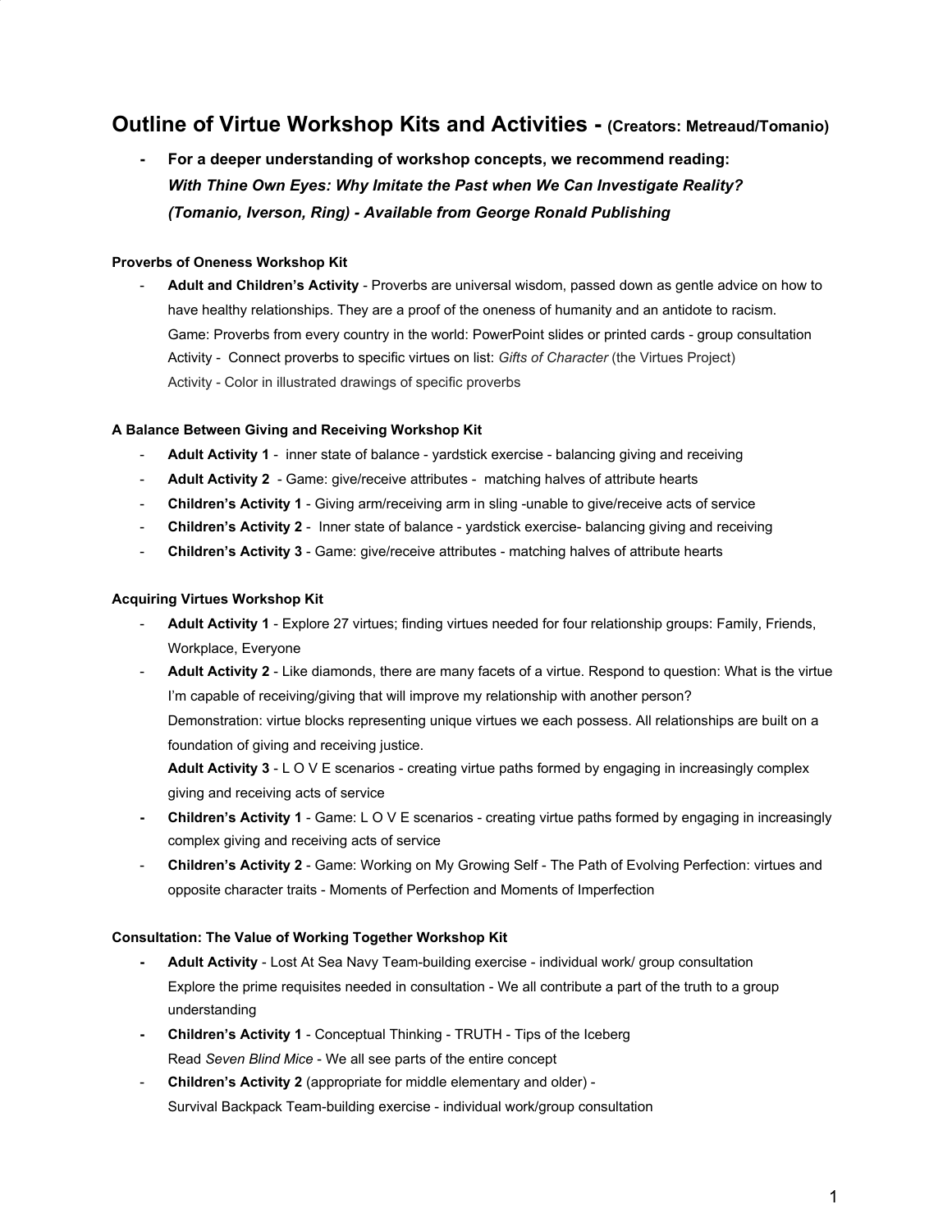# Outline of Virtue Workshop Kits and Activities - (Creators: Metreaud/Tomanio)

- **For a deeper understanding of workshop concepts, we recommend reading:**
  ***With Thine Own Eyes: Why Imitate the Past when We Can Investigate Reality?***
  ***(Tomanio, Iverson, Ring) - Available from George Ronald Publishing***

### Proverbs of Oneness Workshop Kit

- **Adult and Children's Activity** - Proverbs are universal wisdom, passed down as gentle advice on how to have healthy relationships. They are a proof of the oneness of humanity and an antidote to racism.
  Game: Proverbs from every country in the world: PowerPoint slides or printed cards - group consultation
  Activity - Connect proverbs to specific virtues on list: *Gifts of Character* (the Virtues Project)
  Activity - Color in illustrated drawings of specific proverbs

### A Balance Between Giving and Receiving Workshop Kit

- **Adult Activity 1** - inner state of balance - yardstick exercise - balancing giving and receiving
- **Adult Activity 2** - Game: give/receive attributes - matching halves of attribute hearts
- **Children's Activity 1** - Giving arm/receiving arm in sling -unable to give/receive acts of service
- **Children's Activity 2** - Inner state of balance - yardstick exercise- balancing giving and receiving
- **Children's Activity 3** - Game: give/receive attributes - matching halves of attribute hearts

### Acquiring Virtues Workshop Kit

- **Adult Activity 1** - Explore 27 virtues; finding virtues needed for four relationship groups: Family, Friends, Workplace, Everyone
- **Adult Activity 2** - Like diamonds, there are many facets of a virtue. Respond to question: What is the virtue I'm capable of receiving/giving that will improve my relationship with another person?
  Demonstration: virtue blocks representing unique virtues we each possess. All relationships are built on a foundation of giving and receiving justice.
  **Adult Activity 3** - L O V E scenarios - creating virtue paths formed by engaging in increasingly complex giving and receiving acts of service
- **Children's Activity 1** - Game: L O V E scenarios - creating virtue paths formed by engaging in increasingly complex giving and receiving acts of service
- **Children's Activity 2** - Game: Working on My Growing Self - The Path of Evolving Perfection: virtues and opposite character traits - Moments of Perfection and Moments of Imperfection

### Consultation: The Value of Working Together Workshop Kit

- **Adult Activity** - Lost At Sea Navy Team-building exercise - individual work/ group consultation
  Explore the prime requisites needed in consultation - We all contribute a part of the truth to a group understanding
- **Children's Activity 1** - Conceptual Thinking - TRUTH - Tips of the Iceberg
  Read *Seven Blind Mice* - We all see parts of the entire concept
- **Children's Activity 2** (appropriate for middle elementary and older) -
  Survival Backpack Team-building exercise - individual work/group consultation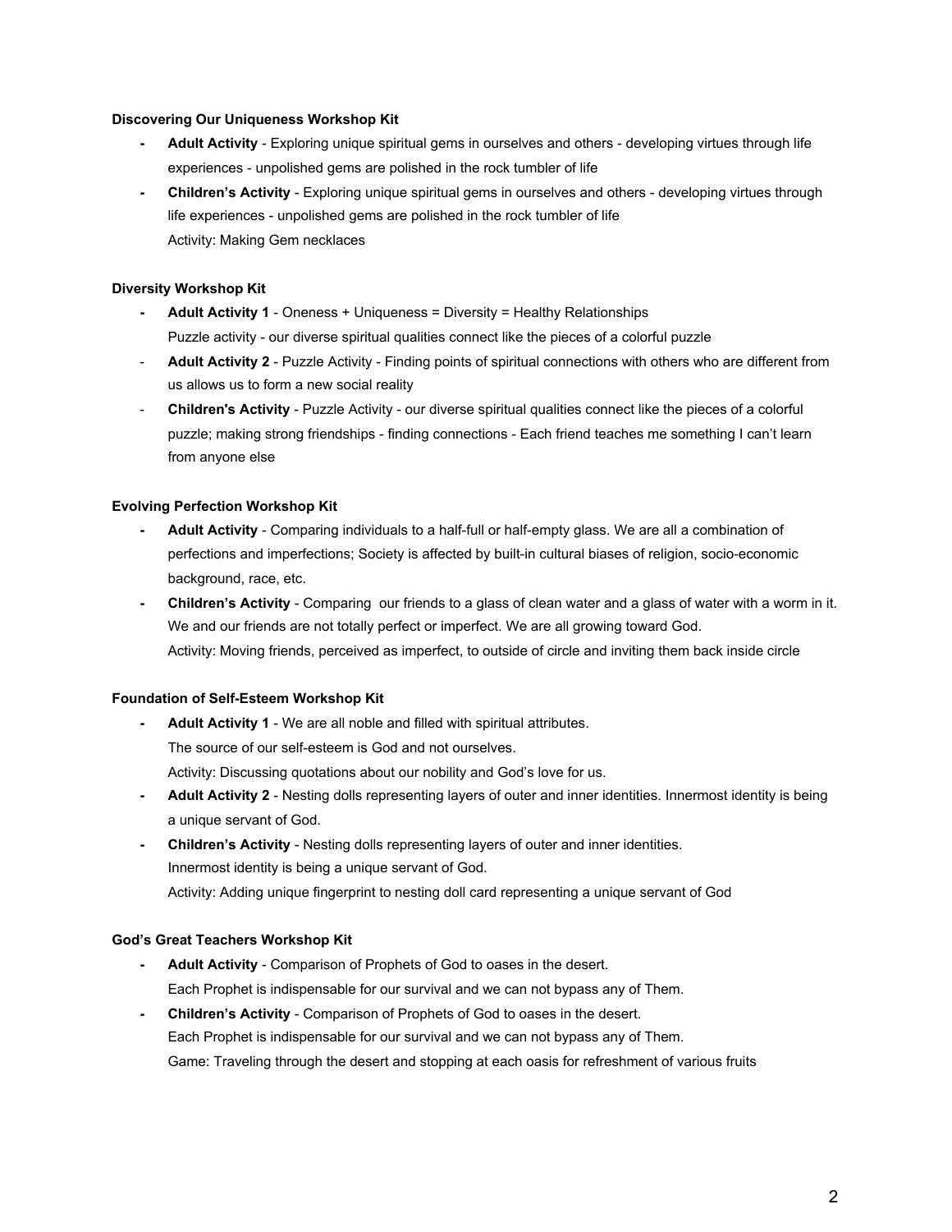**Discovering Our Uniqueness Workshop Kit**

- **Adult Activity** - Exploring unique spiritual gems in ourselves and others - developing virtues through life experiences - unpolished gems are polished in the rock tumbler of life
- **Children's Activity** - Exploring unique spiritual gems in ourselves and others - developing virtues through life experiences - unpolished gems are polished in the rock tumbler of life
  Activity: Making Gem necklaces

**Diversity Workshop Kit**

- **Adult Activity 1** - Oneness + Uniqueness = Diversity = Healthy Relationships
  Puzzle activity - our diverse spiritual qualities connect like the pieces of a colorful puzzle
- **Adult Activity 2** - Puzzle Activity - Finding points of spiritual connections with others who are different from us allows us to form a new social reality
- **Children's Activity** - Puzzle Activity - our diverse spiritual qualities connect like the pieces of a colorful puzzle; making strong friendships - finding connections - Each friend teaches me something I can't learn from anyone else

**Evolving Perfection Workshop Kit**

- **Adult Activity** - Comparing individuals to a half-full or half-empty glass. We are all a combination of perfections and imperfections; Society is affected by built-in cultural biases of religion, socio-economic background, race, etc.
- **Children's Activity** - Comparing our friends to a glass of clean water and a glass of water with a worm in it. We and our friends are not totally perfect or imperfect. We are all growing toward God.
  Activity: Moving friends, perceived as imperfect, to outside of circle and inviting them back inside circle

**Foundation of Self-Esteem Workshop Kit**

- **Adult Activity 1** - We are all noble and filled with spiritual attributes.
  The source of our self-esteem is God and not ourselves.
  Activity: Discussing quotations about our nobility and God's love for us.
- **Adult Activity 2** - Nesting dolls representing layers of outer and inner identities. Innermost identity is being a unique servant of God.
- **Children's Activity** - Nesting dolls representing layers of outer and inner identities.
  Innermost identity is being a unique servant of God.
  Activity: Adding unique fingerprint to nesting doll card representing a unique servant of God

**God's Great Teachers Workshop Kit**

- **Adult Activity** - Comparison of Prophets of God to oases in the desert.
  Each Prophet is indispensable for our survival and we can not bypass any of Them.
- **Children's Activity** - Comparison of Prophets of God to oases in the desert.
  Each Prophet is indispensable for our survival and we can not bypass any of Them.
  Game: Traveling through the desert and stopping at each oasis for refreshment of various fruits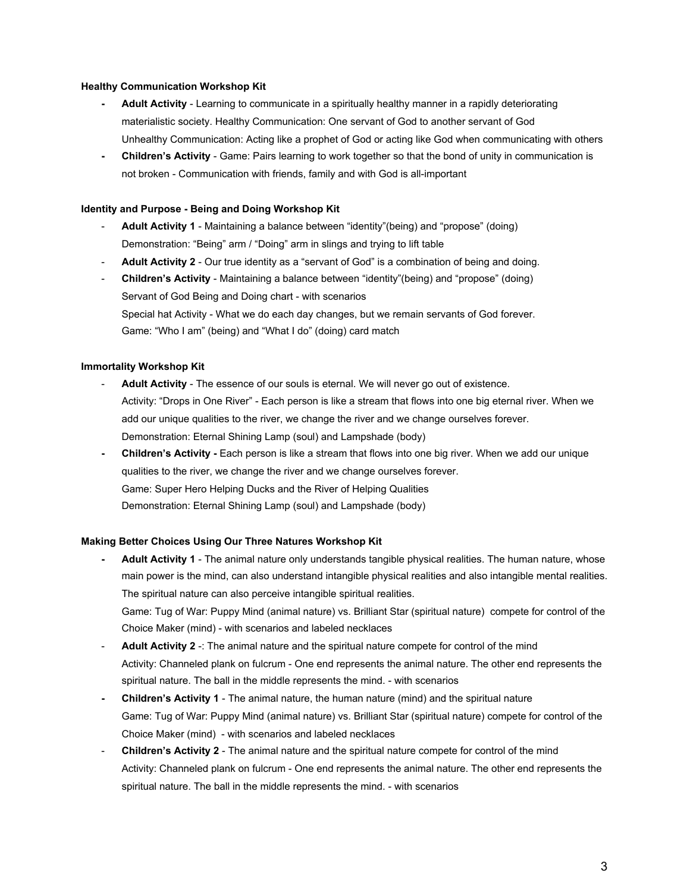**Healthy Communication Workshop Kit**

- **Adult Activity** - Learning to communicate in a spiritually healthy manner in a rapidly deteriorating materialistic society. Healthy Communication: One servant of God to another servant of God
  Unhealthy Communication: Acting like a prophet of God or acting like God when communicating with others
- **Children's Activity** - Game: Pairs learning to work together so that the bond of unity in communication is not broken - Communication with friends, family and with God is all-important

**Identity and Purpose - Being and Doing Workshop Kit**

- **Adult Activity 1** - Maintaining a balance between "identity"(being) and "propose" (doing)
  Demonstration: "Being" arm / "Doing" arm in slings and trying to lift table
- **Adult Activity 2** - Our true identity as a "servant of God" is a combination of being and doing.
- **Children's Activity** - Maintaining a balance between "identity"(being) and "propose" (doing)
  Servant of God Being and Doing chart - with scenarios
  Special hat Activity - What we do each day changes, but we remain servants of God forever.
  Game: "Who I am" (being) and "What I do" (doing) card match

**Immortality Workshop Kit**

- **Adult Activity** - The essence of our souls is eternal. We will never go out of existence.
  Activity: "Drops in One River" - Each person is like a stream that flows into one big eternal river. When we add our unique qualities to the river, we change the river and we change ourselves forever.
  Demonstration: Eternal Shining Lamp (soul) and Lampshade (body)
- **Children's Activity -** Each person is like a stream that flows into one big river. When we add our unique qualities to the river, we change the river and we change ourselves forever.
  Game: Super Hero Helping Ducks and the River of Helping Qualities
  Demonstration: Eternal Shining Lamp (soul) and Lampshade (body)

**Making Better Choices Using Our Three Natures Workshop Kit**

- **Adult Activity 1** - The animal nature only understands tangible physical realities. The human nature, whose main power is the mind, can also understand intangible physical realities and also intangible mental realities. The spiritual nature can also perceive intangible spiritual realities.
  Game: Tug of War: Puppy Mind (animal nature) vs. Brilliant Star (spiritual nature) compete for control of the Choice Maker (mind) - with scenarios and labeled necklaces
- **Adult Activity 2** -: The animal nature and the spiritual nature compete for control of the mind
  Activity: Channeled plank on fulcrum - One end represents the animal nature. The other end represents the spiritual nature. The ball in the middle represents the mind. - with scenarios
- **Children's Activity 1** - The animal nature, the human nature (mind) and the spiritual nature
  Game: Tug of War: Puppy Mind (animal nature) vs. Brilliant Star (spiritual nature) compete for control of the Choice Maker (mind) - with scenarios and labeled necklaces
- **Children's Activity 2** - The animal nature and the spiritual nature compete for control of the mind
  Activity: Channeled plank on fulcrum - One end represents the animal nature. The other end represents the spiritual nature. The ball in the middle represents the mind. - with scenarios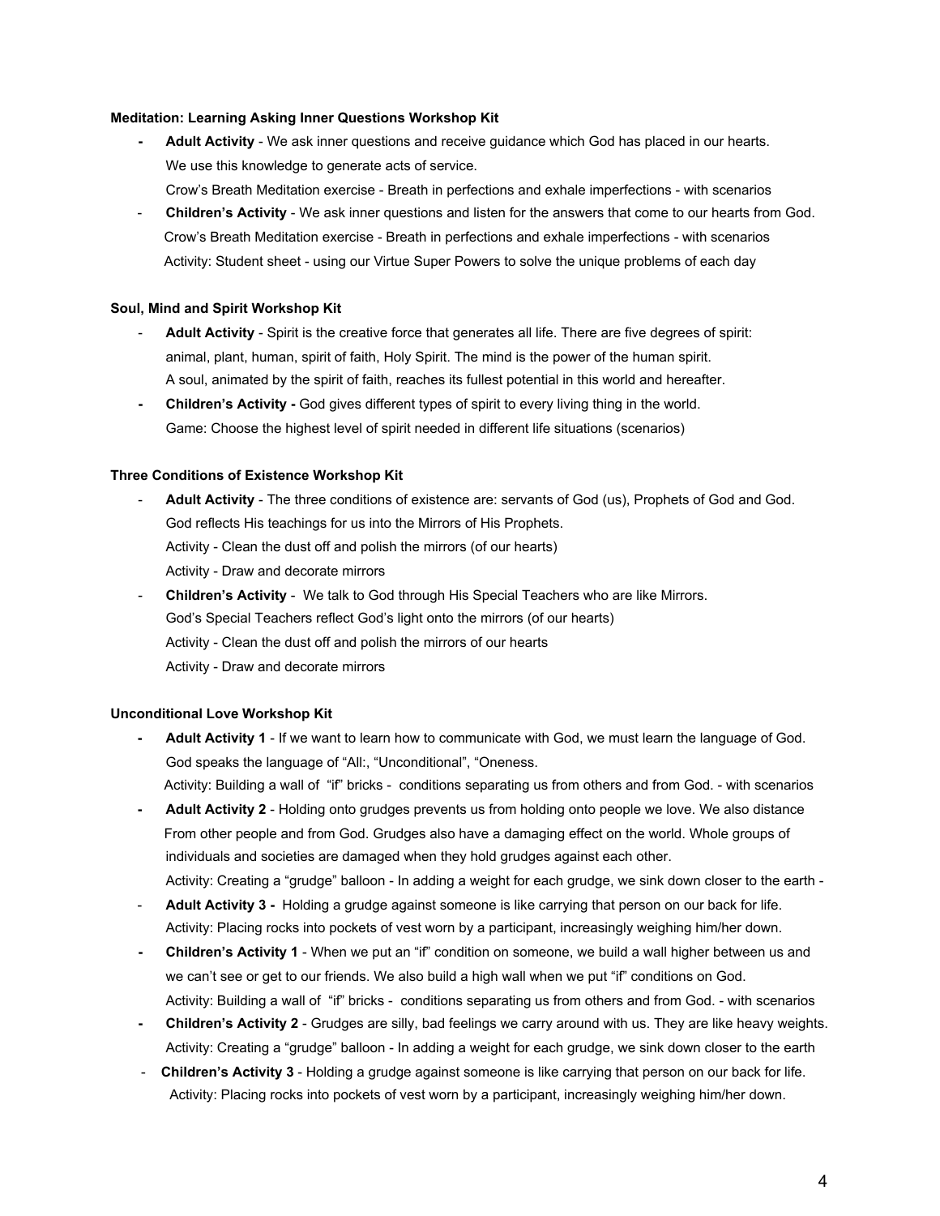**Meditation: Learning Asking Inner Questions Workshop Kit**

- **Adult Activity** - We ask inner questions and receive guidance which God has placed in our hearts. We use this knowledge to generate acts of service.
  Crow's Breath Meditation exercise - Breath in perfections and exhale imperfections - with scenarios
- **Children's Activity** - We ask inner questions and listen for the answers that come to our hearts from God.
  Crow's Breath Meditation exercise - Breath in perfections and exhale imperfections - with scenarios
  Activity: Student sheet - using our Virtue Super Powers to solve the unique problems of each day

**Soul, Mind and Spirit Workshop Kit**

- **Adult Activity** - Spirit is the creative force that generates all life. There are five degrees of spirit: animal, plant, human, spirit of faith, Holy Spirit. The mind is the power of the human spirit. A soul, animated by the spirit of faith, reaches its fullest potential in this world and hereafter.
- **Children's Activity -** God gives different types of spirit to every living thing in the world.
  Game: Choose the highest level of spirit needed in different life situations (scenarios)

**Three Conditions of Existence Workshop Kit**

- **Adult Activity** - The three conditions of existence are: servants of God (us), Prophets of God and God. God reflects His teachings for us into the Mirrors of His Prophets.
  Activity - Clean the dust off and polish the mirrors (of our hearts)
  Activity - Draw and decorate mirrors
- **Children's Activity** - We talk to God through His Special Teachers who are like Mirrors.
  God's Special Teachers reflect God's light onto the mirrors (of our hearts)
  Activity - Clean the dust off and polish the mirrors of our hearts
  Activity - Draw and decorate mirrors

**Unconditional Love Workshop Kit**

- **Adult Activity 1** - If we want to learn how to communicate with God, we must learn the language of God. God speaks the language of "All:, "Unconditional", "Oneness.
  Activity: Building a wall of "if" bricks - conditions separating us from others and from God. - with scenarios
- **Adult Activity 2** - Holding onto grudges prevents us from holding onto people we love. We also distance From other people and from God. Grudges also have a damaging effect on the world. Whole groups of individuals and societies are damaged when they hold grudges against each other.
  Activity: Creating a "grudge" balloon - In adding a weight for each grudge, we sink down closer to the earth -
- **Adult Activity 3 -** Holding a grudge against someone is like carrying that person on our back for life.
  Activity: Placing rocks into pockets of vest worn by a participant, increasingly weighing him/her down.
- **Children's Activity 1** - When we put an "if" condition on someone, we build a wall higher between us and we can't see or get to our friends. We also build a high wall when we put "if" conditions on God.
  Activity: Building a wall of "if" bricks - conditions separating us from others and from God. - with scenarios
- **Children's Activity 2** - Grudges are silly, bad feelings we carry around with us. They are like heavy weights.
  Activity: Creating a "grudge" balloon - In adding a weight for each grudge, we sink down closer to the earth
- **Children's Activity 3** - Holding a grudge against someone is like carrying that person on our back for life.
  Activity: Placing rocks into pockets of vest worn by a participant, increasingly weighing him/her down.